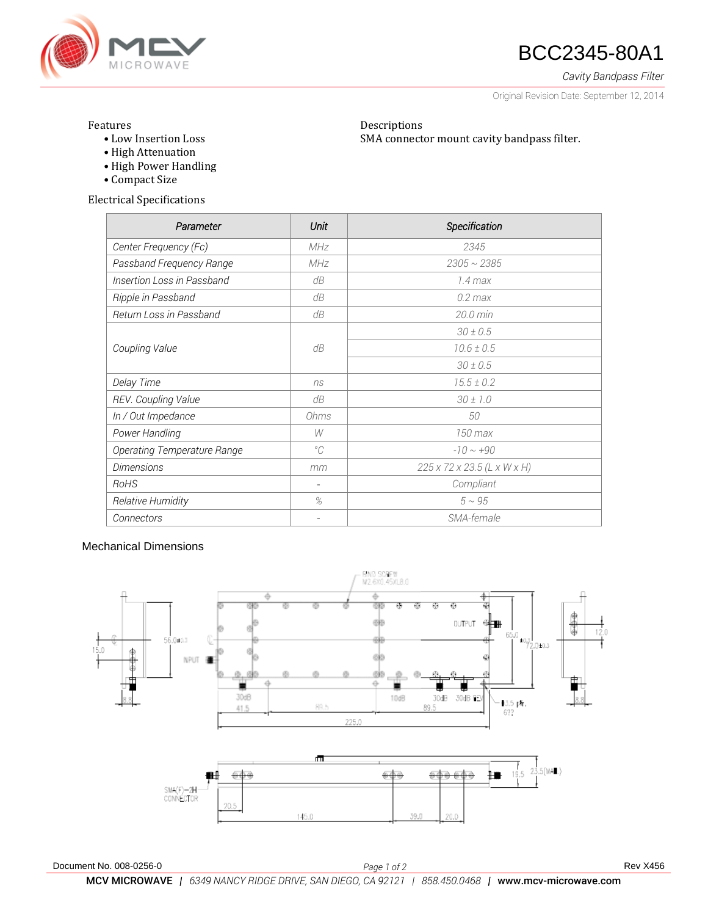# BCC2345-80A1

*Cavity Bandpass Filter*

Original Revision Date: September 12, 2014

Features
- Low Insertion Loss
- High Attenuation
- High Power Handling
- Compact Size

Descriptions
SMA connector mount cavity bandpass filter.

Electrical Specifications

| Parameter | Unit | Specification |
|---|---|---|
| Center Frequency (Fc) | MHz | 2345 |
| Passband Frequency Range | MHz | 2305 ~ 2385 |
| Insertion Loss in Passband | dB | 1.4 max |
| Ripple in Passband | dB | 0.2 max |
| Return Loss in Passband | dB | 20.0 min |
| Coupling Value | dB | 30 ± 0.5 |
| | | 10.6 ± 0.5 |
| | | 30 ± 0.5 |
| Delay Time | ns | 15.5 ± 0.2 |
| REV. Coupling Value | dB | 30 ± 1.0 |
| In / Out Impedance | Ohms | 50 |
| Power Handling | W | 150 max |
| Operating Temperature Range | °C | -10 ~ +90 |
| Dimensions | mm | 225 x 72 x 23.5 (L x W x H) |
| RoHS | - | Compliant |
| Relative Humidity | % | 5 ~ 95 |
| Connectors | - | SMA-female |

## Mechanical Dimensions

Document No. 008-0256-0

Rev X456

**MCV MICROWAVE** | *6349 NANCY RIDGE DRIVE, SAN DIEGO, CA 92121* | *858.450.0468* | **www.mcv-microwave.com**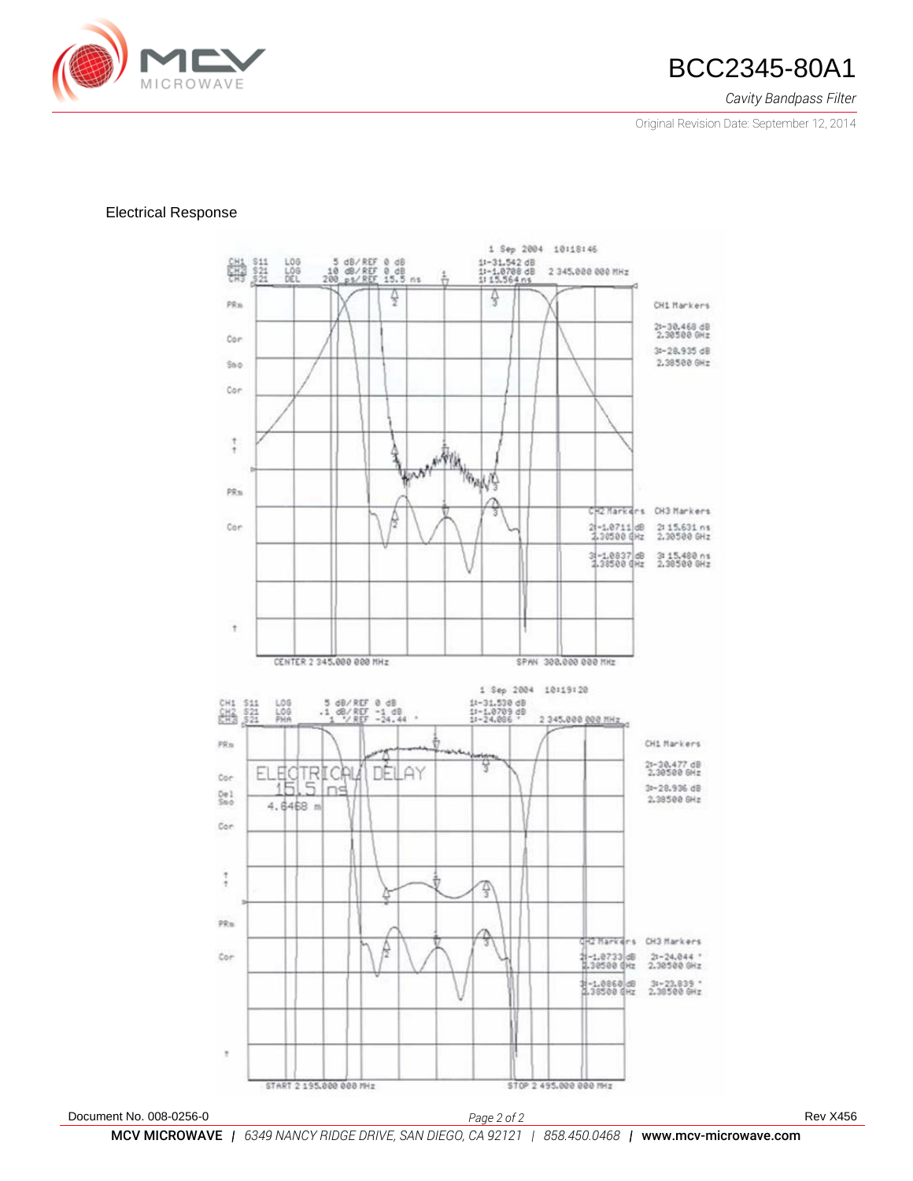BCC2345-80A1

*Cavity Bandpass Filter*

Original Revision Date: September 12, 2014

## Electrical Response

1 Sep 2004 10:18:46

CH1 S11 LOG 5 dB/REF 0 dB 1:-31.542 dB

CH2 S21 LOG 10 dB/REF 0 dB 1:-1.0708 dB 2 345.000 000 MHz

CH3 S21 DEL 200 ps/REF 15.5 ns 1: 15.564 ns

CH1 Markers

2:-30.468 dB 2.30500 GHz

3:-28.935 dB 2.38500 GHz

CH2 Markers

2:-1.0711 dB 2.30500 GHz

3:-1.0837 dB 2.38500 GHz

CH3 Markers

2: 15.631 ns 2.30500 GHz

3: 15.480 ns 2.38500 GHz

CENTER 2 345.000 000 MHz

SPAN 300.000 000 MHz

1 Sep 2004 10:19:20

CH1 S11 LOG 5 dB/REF 0 dB 1:-31.530 dB

CH2 S21 LOG .1 dB/REF -1 dB 1:-1.0709 dB

CH3 S21 PHA 1 °/REF -24.44 ° 1:-24.086 ° 2 345.000 000 MHz

ELECTRICAL DELAY

15.5 ns

4.6468 m

CH1 Markers

2:-30.477 dB 2.30500 GHz

3:-28.936 dB 2.38500 GHz

CH2 Markers

2:-1.0733 dB 2.30500 GHz

3:-1.0860 dB 2.38500 GHz

CH3 Markers

2:-24.044 ° 2.30500 GHz

3:-23.839 ° 2.38500 GHz

START 2 195.000 000 MHz

STOP 2 495.000 000 MHz

Document No. 008-0256-0

Rev X456

**MCV MICROWAVE** | *6349 NANCY RIDGE DRIVE, SAN DIEGO, CA 92121* | *858.450.0468* | **www.mcv-microwave.com**